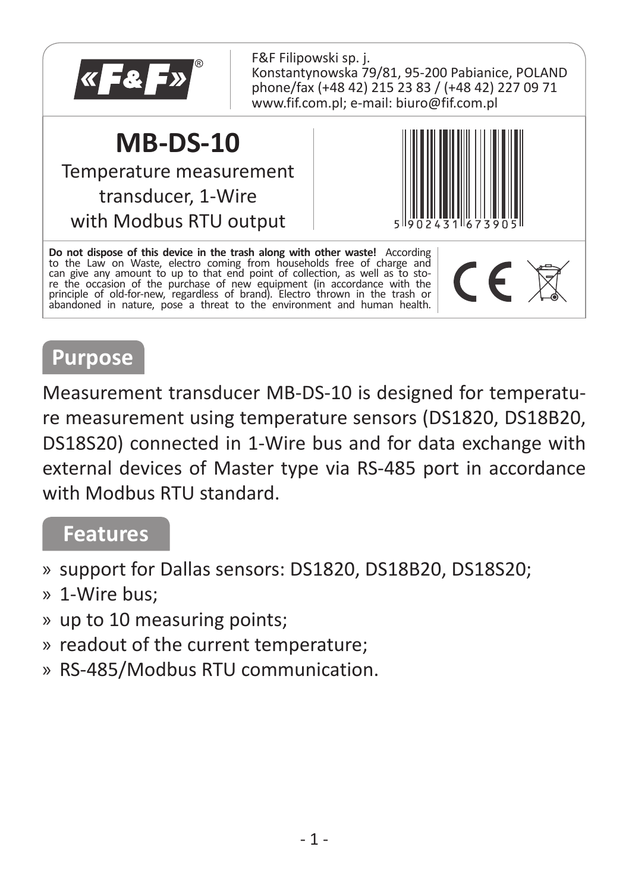F&F Filipowski sp. j.
Konstantynowska 79/81, 95-200 Pabianice, POLAND
phone/fax (+48 42) 215 23 83 / (+48 42) 227 09 71
www.fif.com.pl; e-mail: biuro@fif.com.pl

# MB-DS-10

Temperature measurement transducer, 1-Wire with Modbus RTU output

5 902431 673905

**Do not dispose of this device in the trash along with other waste!** According to the Law on Waste, electro coming from households free of charge and can give any amount to up to that end point of collection, as well as to store the occasion of the purchase of new equipment (in accordance with the principle of old-for-new, regardless of brand). Electro thrown in the trash or abandoned in nature, pose a threat to the environment and human health.

## Purpose

Measurement transducer MB-DS-10 is designed for temperature measurement using temperature sensors (DS1820, DS18B20, DS18S20) connected in 1-Wire bus and for data exchange with external devices of Master type via RS-485 port in accordance with Modbus RTU standard.

## Features

- support for Dallas sensors: DS1820, DS18B20, DS18S20;
- 1-Wire bus;
- up to 10 measuring points;
- readout of the current temperature;
- RS-485/Modbus RTU communication.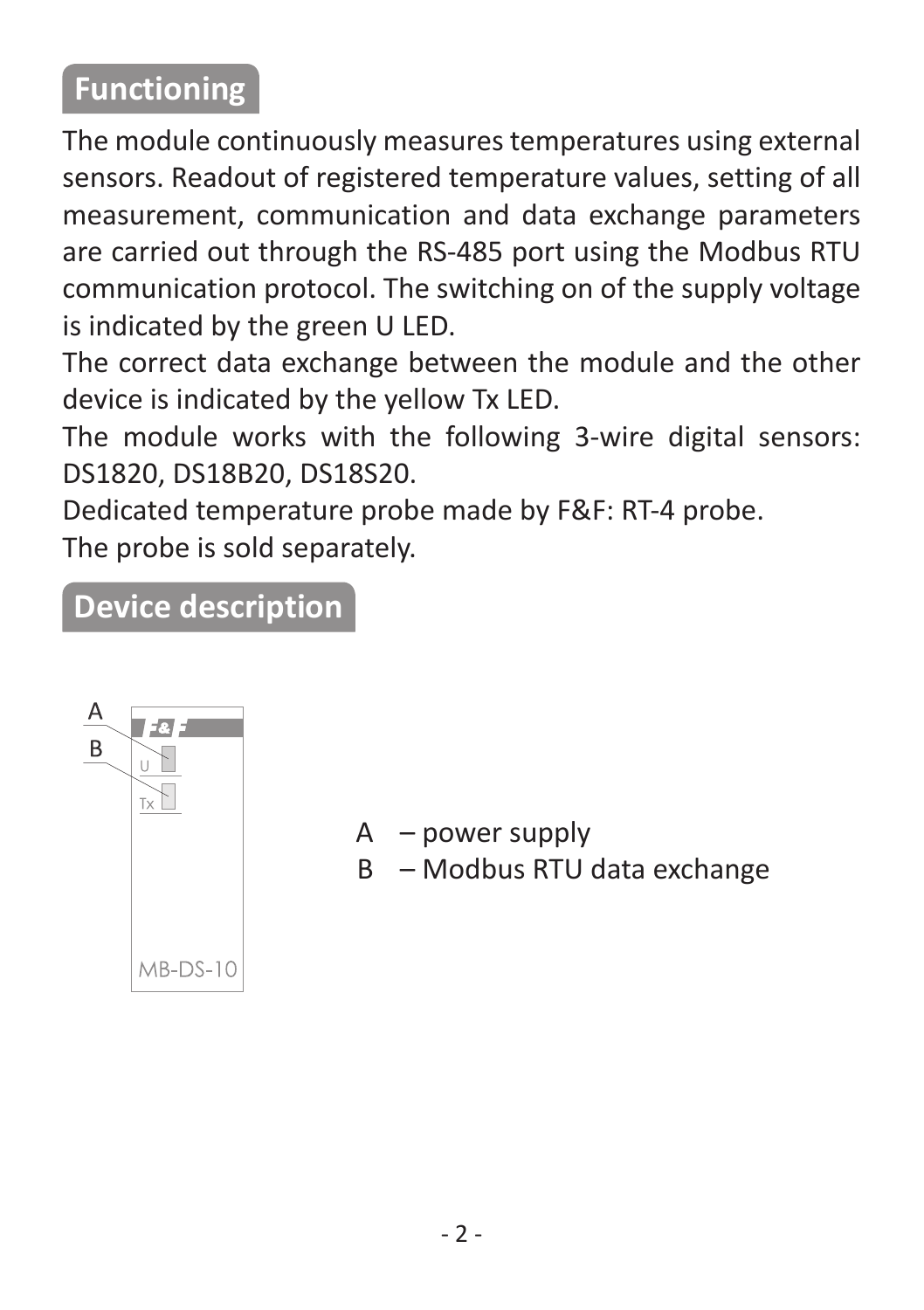## Functioning

The module continuously measures temperatures using external sensors. Readout of registered temperature values, setting of all measurement, communication and data exchange parameters are carried out through the RS-485 port using the Modbus RTU communication protocol. The switching on of the supply voltage is indicated by the green U LED.
The correct data exchange between the module and the other device is indicated by the yellow Tx LED.
The module works with the following 3-wire digital sensors: DS1820, DS18B20, DS18S20.
Dedicated temperature probe made by F&F: RT-4 probe.
The probe is sold separately.

## Device description

A – power supply
B – Modbus RTU data exchange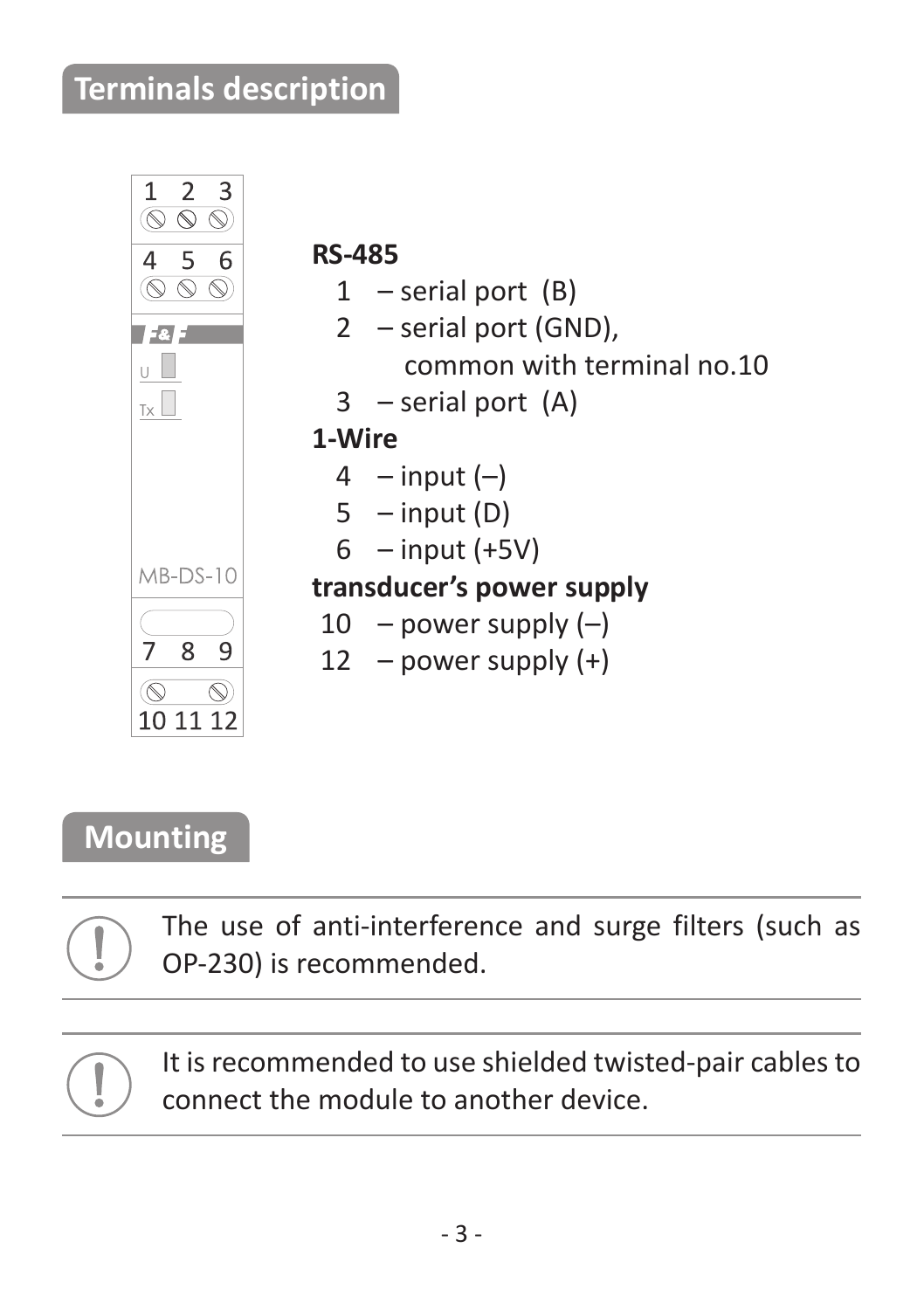## Terminals description

**RS-485**

1 – serial port (B)
2 – serial port (GND), common with terminal no.10
3 – serial port (A)

**1-Wire**

4 – input (–)
5 – input (D)
6 – input (+5V)

**transducer's power supply**

10 – power supply (–)
12 – power supply (+)

## Mounting

The use of anti-interference and surge filters (such as OP-230) is recommended.

It is recommended to use shielded twisted-pair cables to connect the module to another device.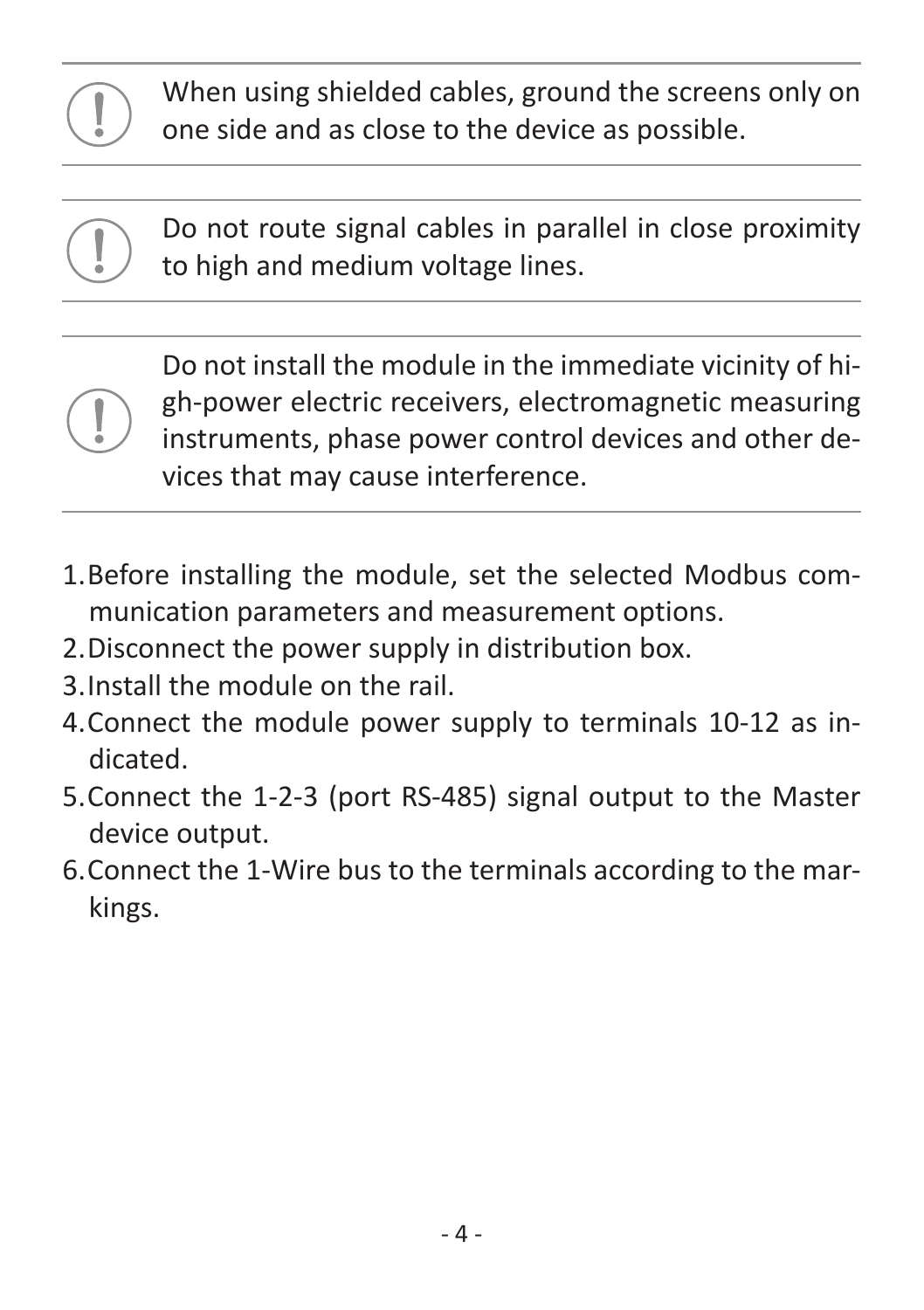> **!** When using shielded cables, ground the screens only on one side and as close to the device as possible.

> **!** Do not route signal cables in parallel in close proximity to high and medium voltage lines.

> **!** Do not install the module in the immediate vicinity of high-power electric receivers, electromagnetic measuring instruments, phase power control devices and other devices that may cause interference.

1. Before installing the module, set the selected Modbus communication parameters and measurement options.
2. Disconnect the power supply in distribution box.
3. Install the module on the rail.
4. Connect the module power supply to terminals 10-12 as indicated.
5. Connect the 1-2-3 (port RS-485) signal output to the Master device output.
6. Connect the 1-Wire bus to the terminals according to the markings.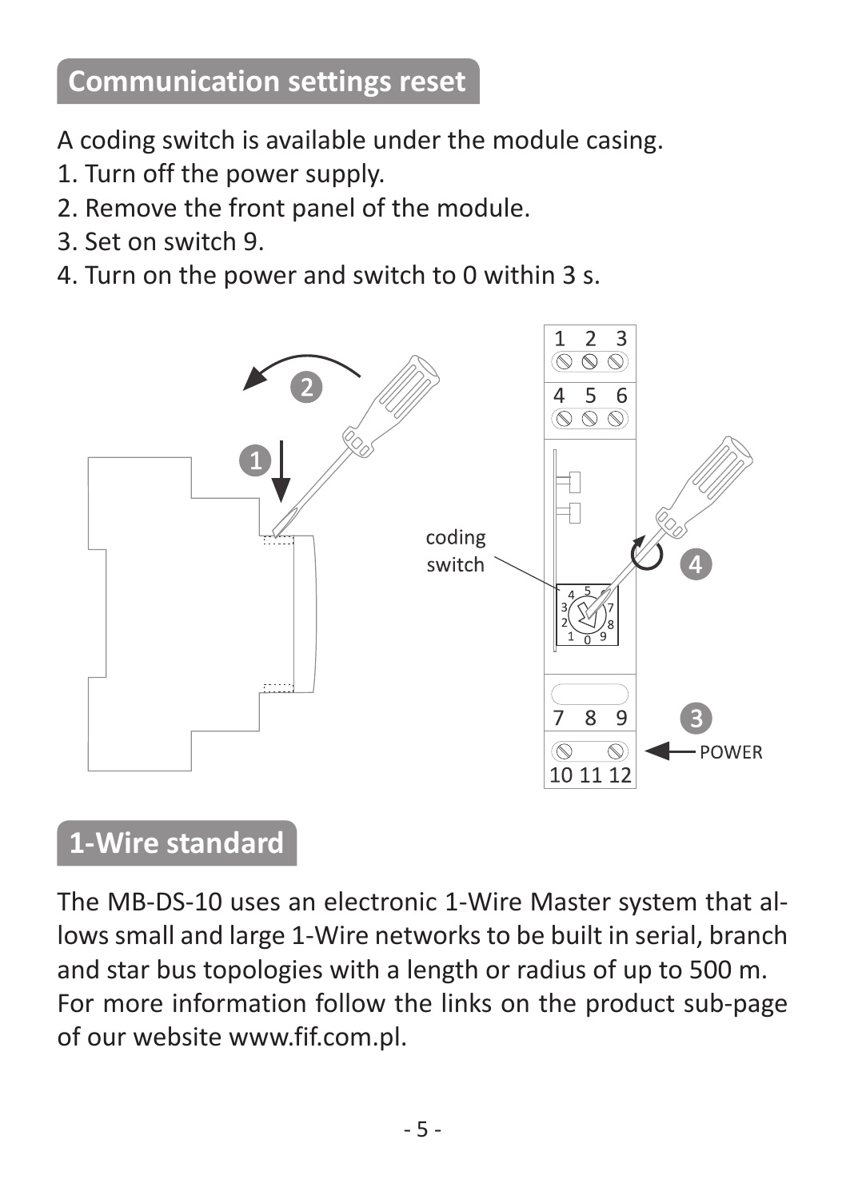## Communication settings reset

A coding switch is available under the module casing.

1. Turn off the power supply.
2. Remove the front panel of the module.
3. Set on switch 9.
4. Turn on the power and switch to 0 within 3 s.

## 1-Wire standard

The MB-DS-10 uses an electronic 1-Wire Master system that allows small and large 1-Wire networks to be built in serial, branch and star bus topologies with a length or radius of up to 500 m. For more information follow the links on the product sub-page of our website www.fif.com.pl.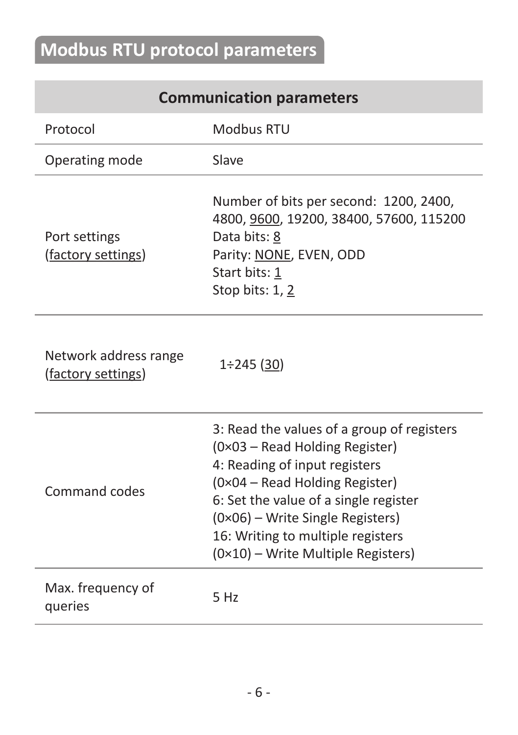# Modbus RTU protocol parameters

| Communication parameters | |
|---|---|
| Protocol | Modbus RTU |
| Operating mode | Slave |
| Port settings (<u>factory settings</u>) | Number of bits per second: 1200, 2400, 4800, <u>9600</u>, 19200, 38400, 57600, 115200<br>Data bits: <u>8</u><br>Parity: <u>NONE</u>, EVEN, ODD<br>Start bits: <u>1</u><br>Stop bits: 1, <u>2</u> |
| Network address range (<u>factory settings</u>) | 1÷245 (<u>30</u>) |
| Command codes | 3: Read the values of a group of registers (0×03 – Read Holding Register)<br>4: Reading of input registers (0×04 – Read Holding Register)<br>6: Set the value of a single register (0×06) – Write Single Registers)<br>16: Writing to multiple registers (0×10) – Write Multiple Registers) |
| Max. frequency of queries | 5 Hz |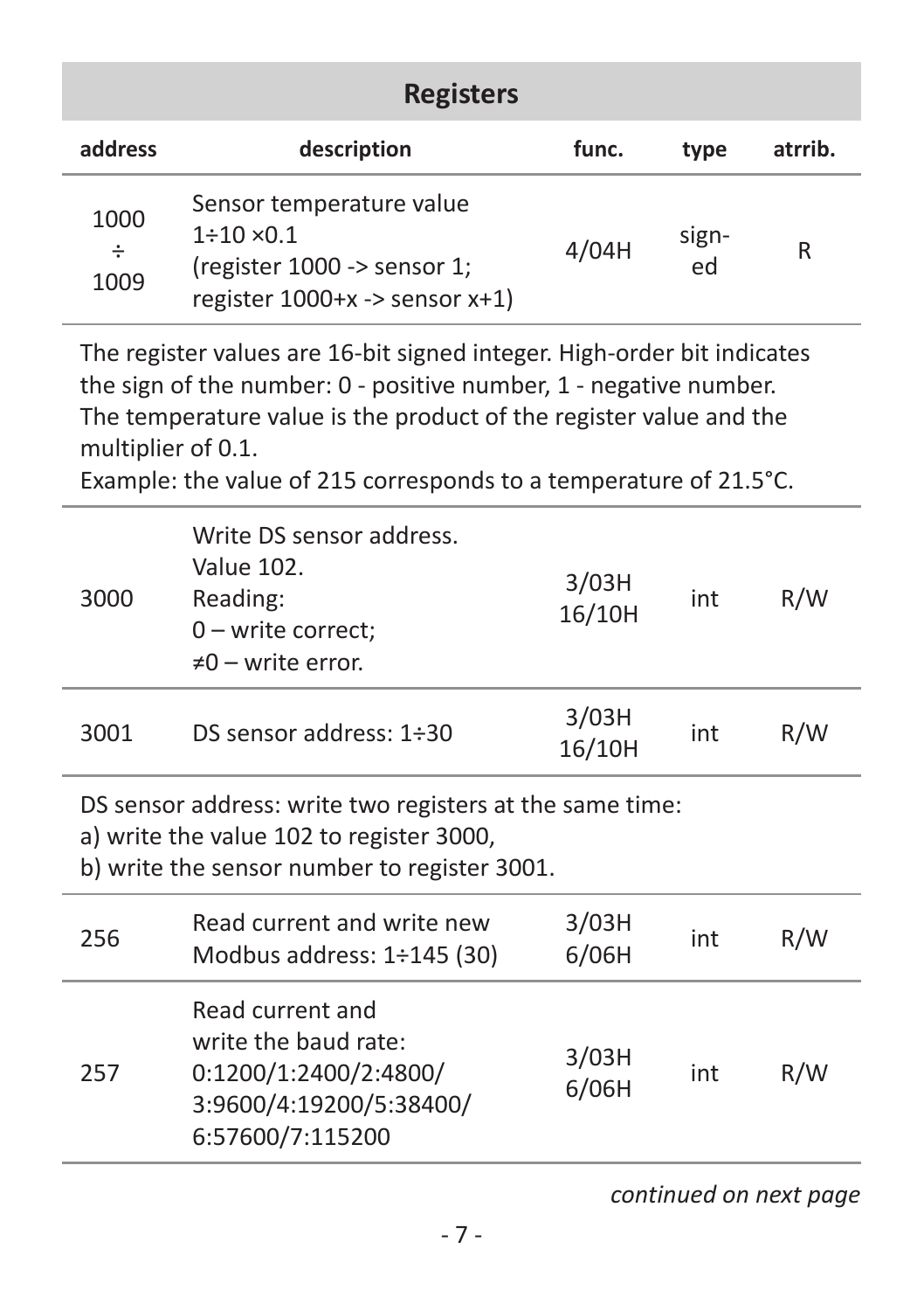## Registers

| address | description | func. | type | atrrib. |
|---|---|---|---|---|
| 1000 ÷ 1009 | Sensor temperature value 1÷10 ×0.1 (register 1000 -> sensor 1; register 1000+x -> sensor x+1) | 4/04H | signed | R |

The register values are 16-bit signed integer. High-order bit indicates the sign of the number: 0 - positive number, 1 - negative number. The temperature value is the product of the register value and the multiplier of 0.1.
Example: the value of 215 corresponds to a temperature of 21.5°C.

| address | description | func. | type | atrrib. |
|---|---|---|---|---|
| 3000 | Write DS sensor address. Value 102. Reading: 0 – write correct; ≠0 – write error. | 3/03H 16/10H | int | R/W |
| 3001 | DS sensor address: 1÷30 | 3/03H 16/10H | int | R/W |

DS sensor address: write two registers at the same time:
a) write the value 102 to register 3000,
b) write the sensor number to register 3001.

| address | description | func. | type | atrrib. |
|---|---|---|---|---|
| 256 | Read current and write new Modbus address: 1÷145 (30) | 3/03H 6/06H | int | R/W |
| 257 | Read current and write the baud rate: 0:1200/1:2400/2:4800/ 3:9600/4:19200/5:38400/ 6:57600/7:115200 | 3/03H 6/06H | int | R/W |

*continued on next page*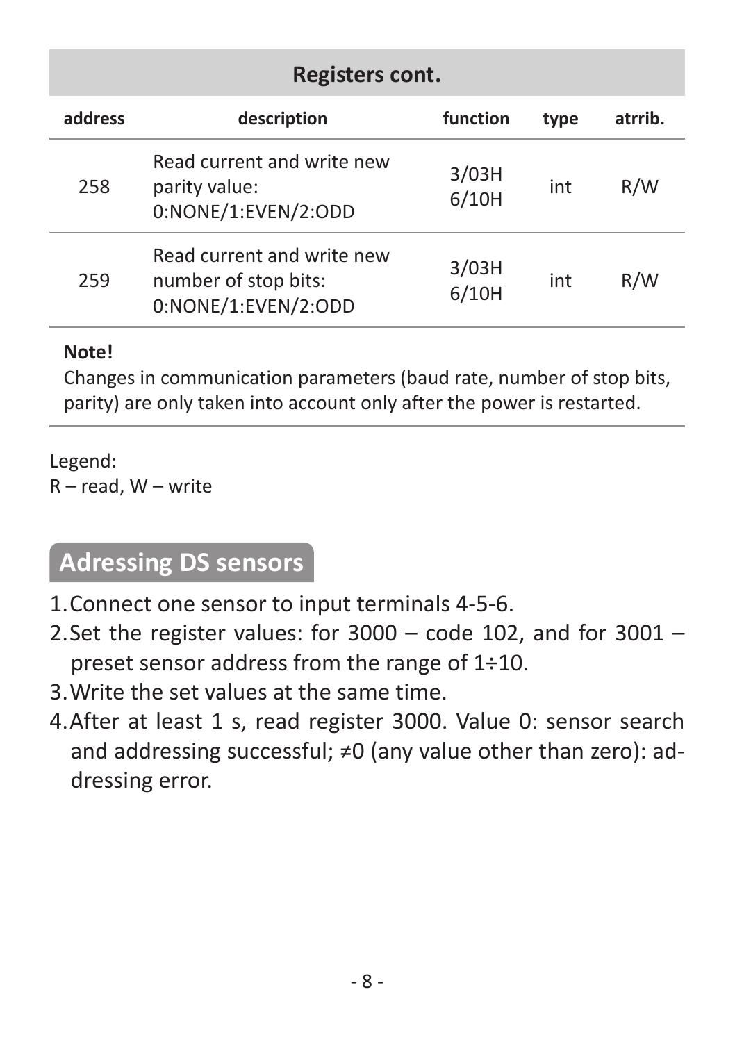## Registers cont.

| address | description | function | type | atrrib. |
|---|---|---|---|---|
| 258 | Read current and write new parity value: 0:NONE/1:EVEN/2:ODD | 3/03H 6/10H | int | R/W |
| 259 | Read current and write new number of stop bits: 0:NONE/1:EVEN/2:ODD | 3/03H 6/10H | int | R/W |

**Note!**
Changes in communication parameters (baud rate, number of stop bits, parity) are only taken into account only after the power is restarted.

Legend:
R – read, W – write

## Adressing DS sensors

1. Connect one sensor to input terminals 4-5-6.
2. Set the register values: for 3000 – code 102, and for 3001 – preset sensor address from the range of 1÷10.
3. Write the set values at the same time.
4. After at least 1 s, read register 3000. Value 0: sensor search and addressing successful; ≠0 (any value other than zero): addressing error.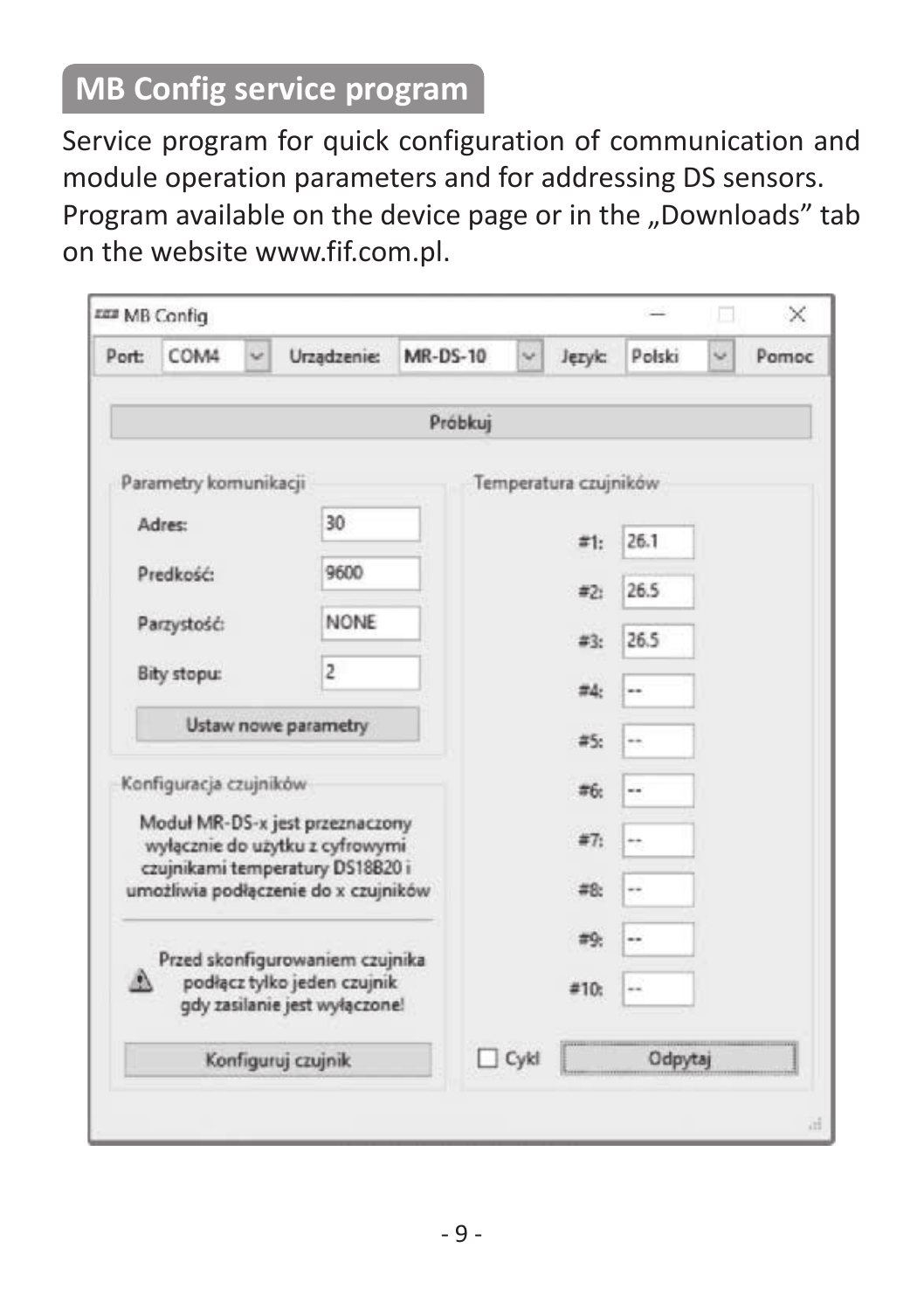## MB Config service program

Service program for quick configuration of communication and module operation parameters and for addressing DS sensors. Program available on the device page or in the „Downloads” tab on the website www.fif.com.pl.

MB Config

Port: COM4 | Urządzenie: MR-DS-10 | Język: Polski | Pomoc

Próbkuj

**Parametry komunikacji**

| | |
|---|---|
| Adres: | 30 |
| Predkość: | 9600 |
| Parzystość: | NONE |
| Bity stopu: | 2 |

Ustaw nowe parametry

**Konfiguracja czujników**

Moduł MR-DS-x jest przeznaczony wyłącznie do użytku z cyfrowymi czujnikami temperatury DS18B20 i umożliwia podłączenie do x czujników

Przed skonfigurowaniem czujnika podłącz tylko jeden czujnik gdy zasilanie jest wyłączone!

Konfiguruj czujnik

**Temperatura czujników**

| | |
|---|---|
| #1: | 26.1 |
| #2: | 26.5 |
| #3: | 26.5 |
| #4: | -- |
| #5: | -- |
| #6: | -- |
| #7: | -- |
| #8: | -- |
| #9: | -- |
| #10: | -- |

☐ Cykl | Odpytaj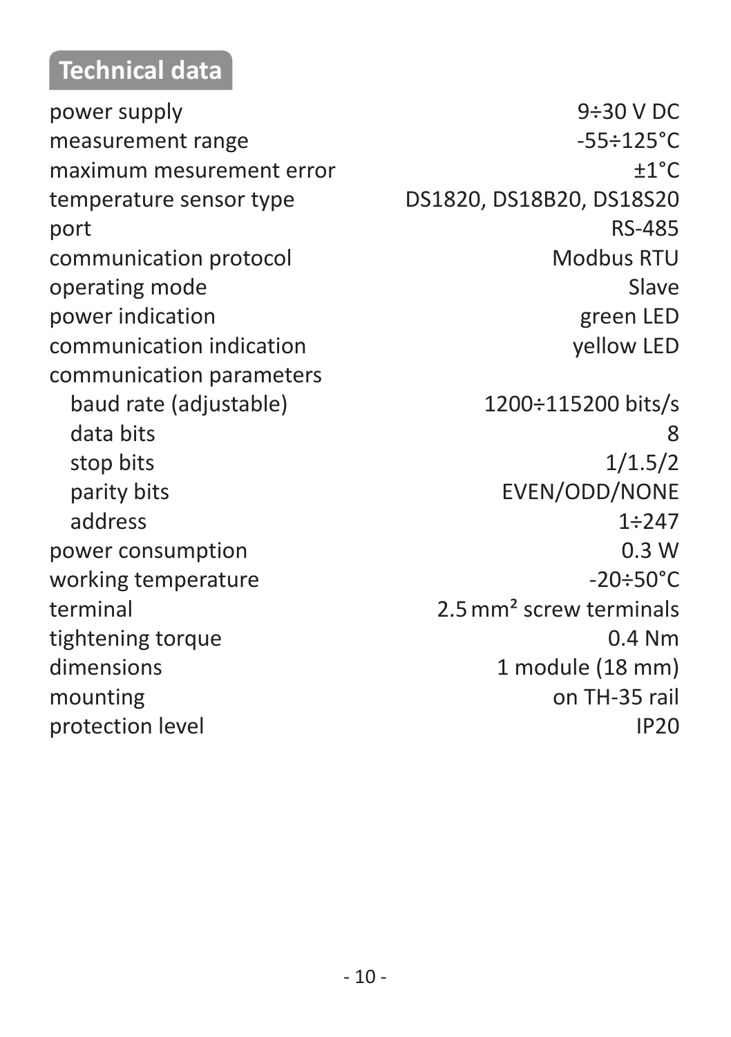## Technical data

| | |
|---|---|
| power supply | 9÷30 V DC |
| measurement range | -55÷125°C |
| maximum mesurement error | ±1°C |
| temperature sensor type | DS1820, DS18B20, DS18S20 |
| port | RS-485 |
| communication protocol | Modbus RTU |
| operating mode | Slave |
| power indication | green LED |
| communication indication | yellow LED |
| communication parameters | |
| baud rate (adjustable) | 1200÷115200 bits/s |
| data bits | 8 |
| stop bits | 1/1.5/2 |
| parity bits | EVEN/ODD/NONE |
| address | 1÷247 |
| power consumption | 0.3 W |
| working temperature | -20÷50°C |
| terminal | 2.5 $mm^2$ screw terminals |
| tightening torque | 0.4 Nm |
| dimensions | 1 module (18 mm) |
| mounting | on TH-35 rail |
| protection level | IP20 |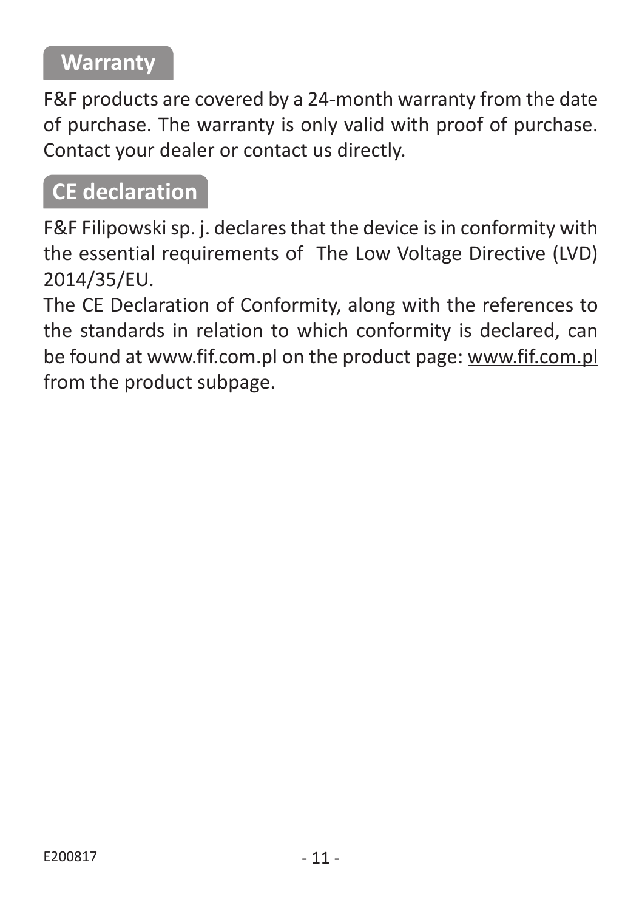## Warranty

F&F products are covered by a 24-month warranty from the date of purchase. The warranty is only valid with proof of purchase. Contact your dealer or contact us directly.

## CE declaration

F&F Filipowski sp. j. declares that the device is in conformity with the essential requirements of  The Low Voltage Directive (LVD) 2014/35/EU.

The CE Declaration of Conformity, along with the references to the standards in relation to which conformity is declared, can be found at www.fif.com.pl on the product page: www.fif.com.pl from the product subpage.

E200817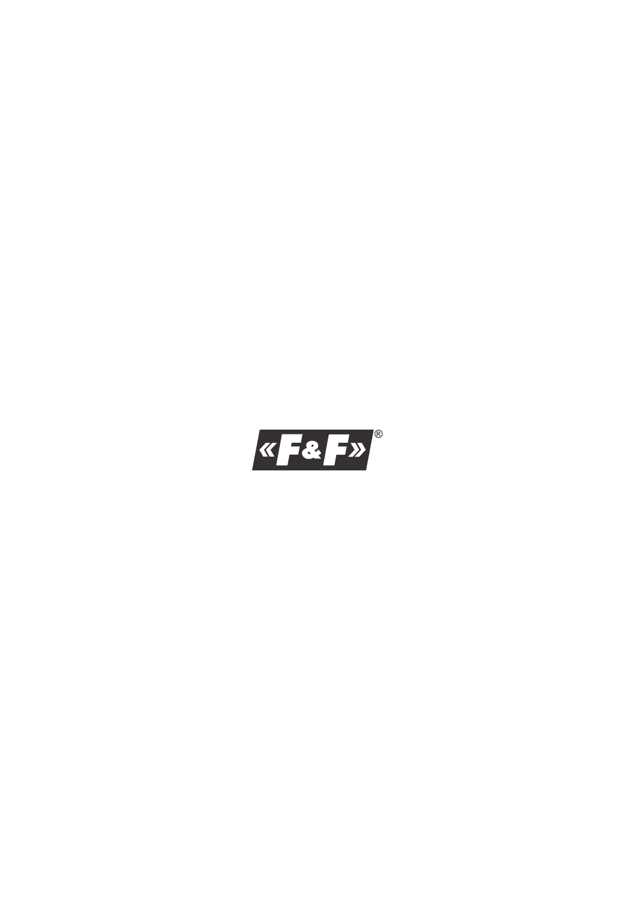«F&F»®